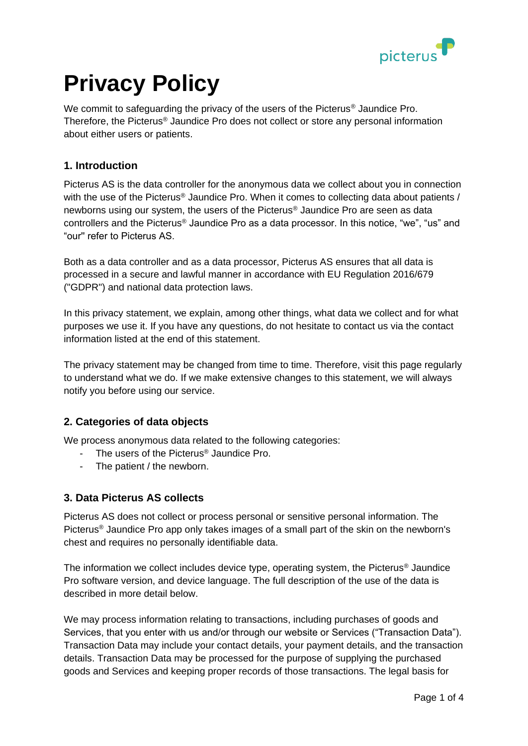# Privacy Policy

We commit to safeguarding the privacy of the users of the Picterus® Jaundice Pro. Therefore, the Picterus® Jaundice Pro does not collect or store any personal information about either users or patients.

## 1. Introduction

Picterus AS is the data controller for the anonymous data we collect about you in connection with the use of the Picterus® Jaundice Pro. When it comes to collecting data about patients / newborns using our system, the users of the Picterus® Jaundice Pro are seen as data controllers and the Picterus® Jaundice Pro as a data processor. In this notice, "we", "us" and "our" refer to Picterus AS.

Both as a data controller and as a data processor, Picterus AS ensures that all data is processed in a secure and lawful manner in accordance with EU Regulation 2016/679 ("GDPR") and national data protection laws.

In this privacy statement, we explain, among other things, what data we collect and for what purposes we use it. If you have any questions, do not hesitate to contact us via the contact information listed at the end of this statement.

The privacy statement may be changed from time to time. Therefore, visit this page regularly to understand what we do. If we make extensive changes to this statement, we will always notify you before using our service.

## 2. Categories of data objects

We process anonymous data related to the following categories:

- The users of the Picterus® Jaundice Pro.
- The patient / the newborn.

## 3. Data Picterus AS collects

Picterus AS does not collect or process personal or sensitive personal information. The Picterus® Jaundice Pro app only takes images of a small part of the skin on the newborn's chest and requires no personally identifiable data.

The information we collect includes device type, operating system, the Picterus® Jaundice Pro software version, and device language. The full description of the use of the data is described in more detail below.

We may process information relating to transactions, including purchases of goods and Services, that you enter with us and/or through our website or Services ("Transaction Data"). Transaction Data may include your contact details, your payment details, and the transaction details. Transaction Data may be processed for the purpose of supplying the purchased goods and Services and keeping proper records of those transactions. The legal basis for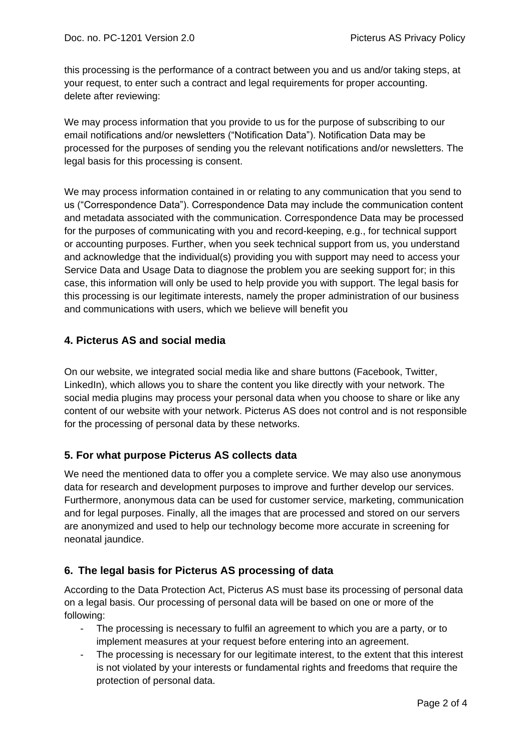this processing is the performance of a contract between you and us and/or taking steps, at your request, to enter such a contract and legal requirements for proper accounting.
delete after reviewing:

We may process information that you provide to us for the purpose of subscribing to our email notifications and/or newsletters ("Notification Data"). Notification Data may be processed for the purposes of sending you the relevant notifications and/or newsletters. The legal basis for this processing is consent.

We may process information contained in or relating to any communication that you send to us ("Correspondence Data"). Correspondence Data may include the communication content and metadata associated with the communication. Correspondence Data may be processed for the purposes of communicating with you and record-keeping, e.g., for technical support or accounting purposes. Further, when you seek technical support from us, you understand and acknowledge that the individual(s) providing you with support may need to access your Service Data and Usage Data to diagnose the problem you are seeking support for; in this case, this information will only be used to help provide you with support. The legal basis for this processing is our legitimate interests, namely the proper administration of our business and communications with users, which we believe will benefit you

## 4. Picterus AS and social media

On our website, we integrated social media like and share buttons (Facebook, Twitter, LinkedIn), which allows you to share the content you like directly with your network. The social media plugins may process your personal data when you choose to share or like any content of our website with your network. Picterus AS does not control and is not responsible for the processing of personal data by these networks.

## 5. For what purpose Picterus AS collects data

We need the mentioned data to offer you a complete service. We may also use anonymous data for research and development purposes to improve and further develop our services. Furthermore, anonymous data can be used for customer service, marketing, communication and for legal purposes. Finally, all the images that are processed and stored on our servers are anonymized and used to help our technology become more accurate in screening for neonatal jaundice.

## 6. The legal basis for Picterus AS processing of data

According to the Data Protection Act, Picterus AS must base its processing of personal data on a legal basis. Our processing of personal data will be based on one or more of the following:

- The processing is necessary to fulfil an agreement to which you are a party, or to implement measures at your request before entering into an agreement.
- The processing is necessary for our legitimate interest, to the extent that this interest is not violated by your interests or fundamental rights and freedoms that require the protection of personal data.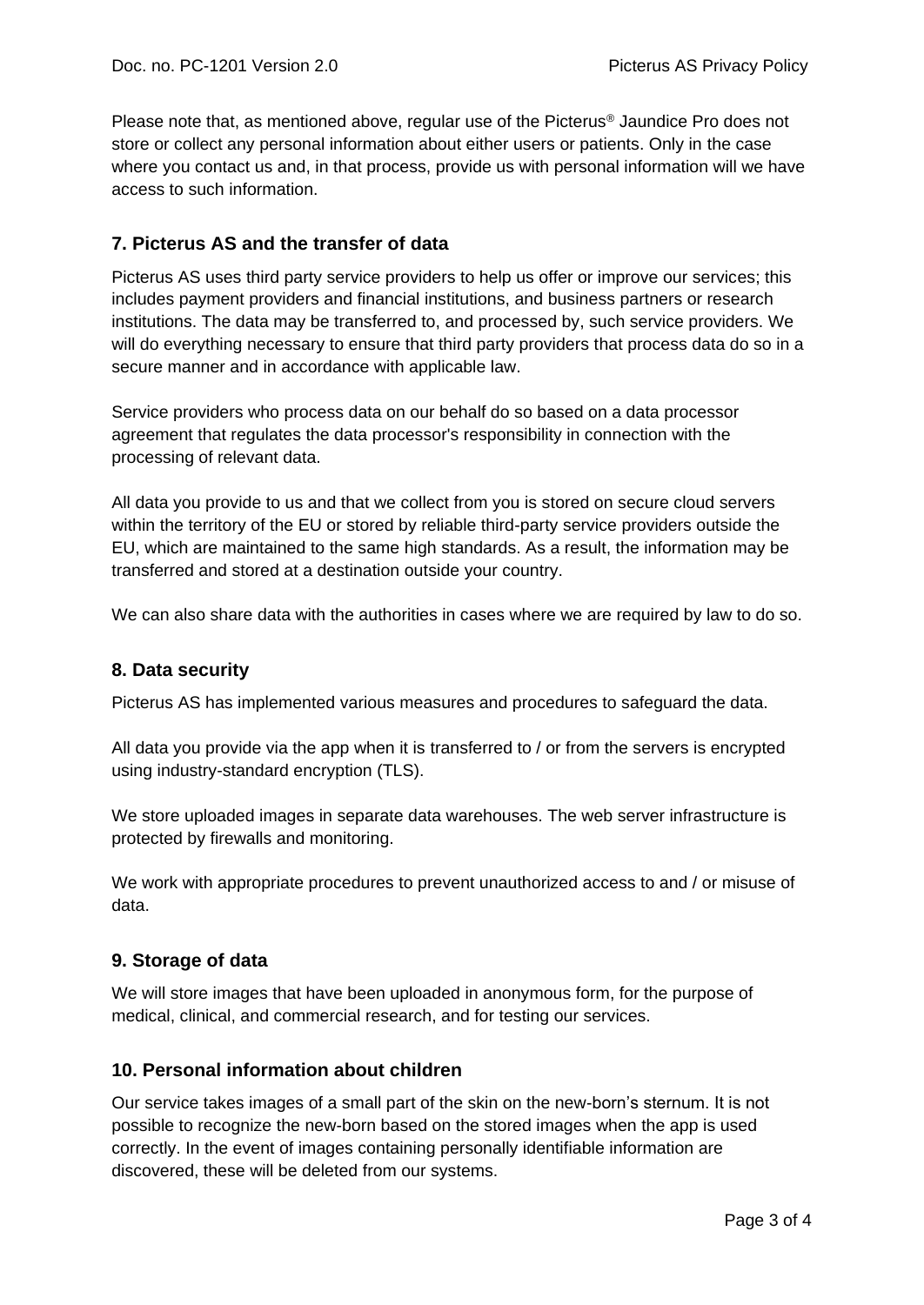Please note that, as mentioned above, regular use of the Picterus® Jaundice Pro does not store or collect any personal information about either users or patients. Only in the case where you contact us and, in that process, provide us with personal information will we have access to such information.

### 7. Picterus AS and the transfer of data

Picterus AS uses third party service providers to help us offer or improve our services; this includes payment providers and financial institutions, and business partners or research institutions. The data may be transferred to, and processed by, such service providers. We will do everything necessary to ensure that third party providers that process data do so in a secure manner and in accordance with applicable law.

Service providers who process data on our behalf do so based on a data processor agreement that regulates the data processor's responsibility in connection with the processing of relevant data.

All data you provide to us and that we collect from you is stored on secure cloud servers within the territory of the EU or stored by reliable third-party service providers outside the EU, which are maintained to the same high standards. As a result, the information may be transferred and stored at a destination outside your country.

We can also share data with the authorities in cases where we are required by law to do so.

### 8. Data security

Picterus AS has implemented various measures and procedures to safeguard the data.

All data you provide via the app when it is transferred to / or from the servers is encrypted using industry-standard encryption (TLS).

We store uploaded images in separate data warehouses. The web server infrastructure is protected by firewalls and monitoring.

We work with appropriate procedures to prevent unauthorized access to and / or misuse of data.

### 9. Storage of data

We will store images that have been uploaded in anonymous form, for the purpose of medical, clinical, and commercial research, and for testing our services.

### 10. Personal information about children

Our service takes images of a small part of the skin on the new-born's sternum. It is not possible to recognize the new-born based on the stored images when the app is used correctly. In the event of images containing personally identifiable information are discovered, these will be deleted from our systems.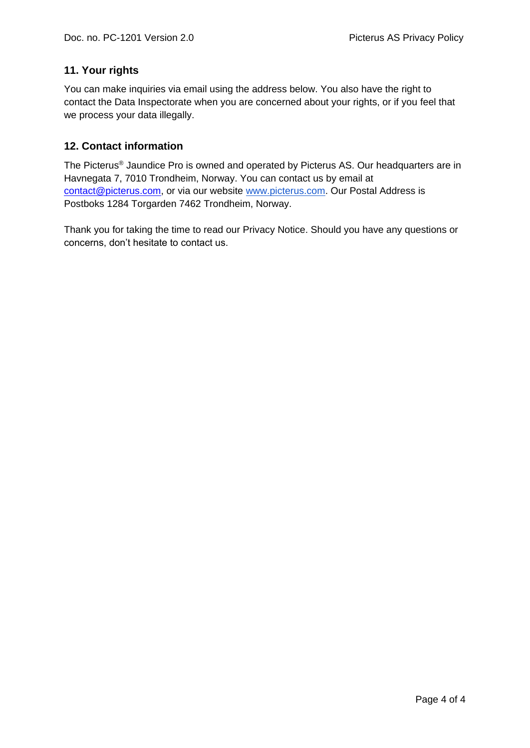## 11. Your rights

You can make inquiries via email using the address below. You also have the right to contact the Data Inspectorate when you are concerned about your rights, or if you feel that we process your data illegally.

## 12. Contact information

The Picterus® Jaundice Pro is owned and operated by Picterus AS. Our headquarters are in Havnegata 7, 7010 Trondheim, Norway. You can contact us by email at contact@picterus.com, or via our website www.picterus.com. Our Postal Address is Postboks 1284 Torgarden 7462 Trondheim, Norway.

Thank you for taking the time to read our Privacy Notice. Should you have any questions or concerns, don't hesitate to contact us.